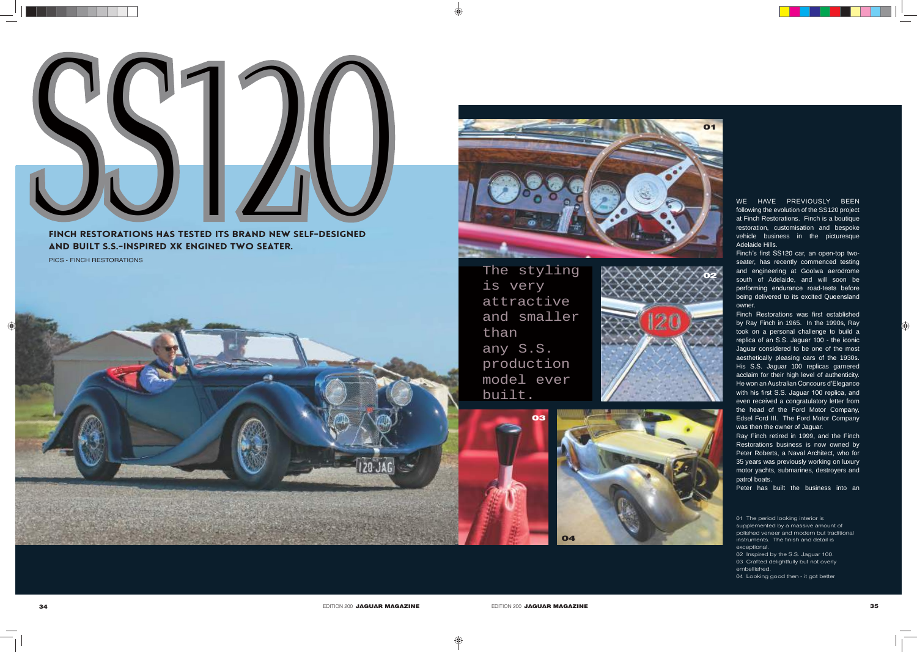# SS120

**FINCH RESTORATIONS HAS TESTED ITS BRAND NEW SELF-DESIGNED AND BUILT S.S.-INSPIRED XK ENGINED TWO SEATER.**

PICS - FINCH RESTORATIONS

The styling is very attractive and smaller than any S.S. production model ever built.

WE HAVE PREVIOUSLY BEEN following the evolution of the SS120 project at Finch Restorations. Finch is a boutique restoration, customisation and bespoke vehicle business in the picturesque Adelaide Hills.

Finch's first SS120 car, an open-top two-seater, has recently commenced testing and engineering at Goolwa aerodrome south of Adelaide, and will soon be performing endurance road-tests before being delivered to its excited Queensland owner.

Finch Restorations was first established by Ray Finch in 1965. In the 1990s, Ray took on a personal challenge to build a replica of an S.S. Jaguar 100 - the iconic Jaguar considered to be one of the most aesthetically pleasing cars of the 1930s. His S.S. Jaguar 100 replicas garnered acclaim for their high level of authenticity. He won an Australian Concours d'Elegance with his first S.S. Jaguar 100 replica, and even received a congratulatory letter from the head of the Ford Motor Company, Edsel Ford III. The Ford Motor Company was then the owner of Jaguar.

Ray Finch retired in 1999, and the Finch Restorations business is now owned by Peter Roberts, a Naval Architect, who for 35 years was previously working on luxury motor yachts, submarines, destroyers and patrol boats.

Peter has built the business into an

01 The period looking interior is supplemented by a massive amount of polished veneer and modern but traditional instruments. The finish and detail is exceptional.
02 Inspired by the S.S. Jaguar 100.
03 Crafted delightfully but not overly embellished.
04 Looking good then - it got better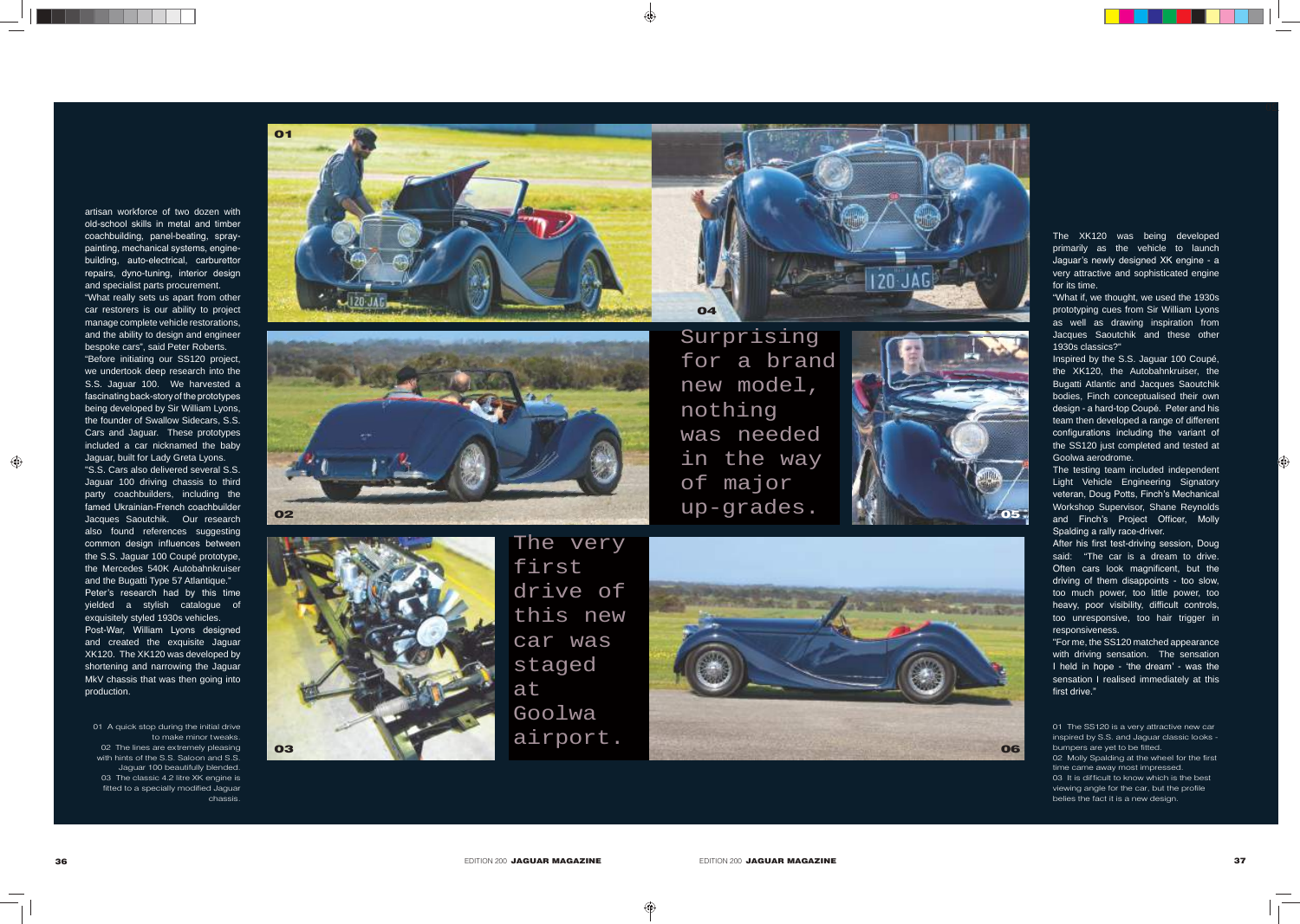artisan workforce of two dozen with old-school skills in metal and timber coachbuilding, panel-beating, spray-painting, mechanical systems, engine-building, auto-electrical, carburettor repairs, dyno-tuning, interior design and specialist parts procurement.

"What really sets us apart from other car restorers is our ability to project manage complete vehicle restorations, and the ability to design and engineer bespoke cars", said Peter Roberts.

"Before initiating our SS120 project, we undertook deep research into the S.S. Jaguar 100. We harvested a fascinating back-story of the prototypes being developed by Sir William Lyons, the founder of Swallow Sidecars, S.S. Cars and Jaguar. These prototypes included a car nicknamed the baby Jaguar, built for Lady Greta Lyons.

"S.S. Cars also delivered several S.S. Jaguar 100 driving chassis to third party coachbuilders, including the famed Ukrainian-French coachbuilder Jacques Saoutchik. Our research also found references suggesting common design influences between the S.S. Jaguar 100 Coupé prototype, the Mercedes 540K Autobahnkruiser and the Bugatti Type 57 Atlantique."

Peter's research had by this time yielded a stylish catalogue of exquisitely styled 1930s vehicles.

Post-War, William Lyons designed and created the exquisite Jaguar XK120. The XK120 was developed by shortening and narrowing the Jaguar MkV chassis that was then going into production.

01 A quick stop during the initial drive to make minor tweaks.
02 The lines are extremely pleasing with hints of the S.S. Saloon and S.S. Jaguar 100 beautifully blended.
03 The classic 4.2 litre XK engine is fitted to a specially modified Jaguar chassis.

Surprising for a brand new model, nothing was needed in the way of major up-grades.

The very first drive of this new car was staged at Goolwa airport.

The XK120 was being developed primarily as the vehicle to launch Jaguar's newly designed XK engine - a very attractive and sophisticated engine for its time.

"What if, we thought, we used the 1930s prototyping cues from Sir William Lyons as well as drawing inspiration from Jacques Saoutchik and these other 1930s classics?"

Inspired by the S.S. Jaguar 100 Coupé, the XK120, the Autobahnkruiser, the Bugatti Atlantic and Jacques Saoutchik bodies, Finch conceptualised their own design - a hard-top Coupé. Peter and his team then developed a range of different configurations including the variant of the SS120 just completed and tested at Goolwa aerodrome.

The testing team included independent Light Vehicle Engineering Signatory veteran, Doug Potts, Finch's Mechanical Workshop Supervisor, Shane Reynolds and Finch's Project Officer, Molly Spalding a rally race-driver.

After his first test-driving session, Doug said: "The car is a dream to drive. Often cars look magnificent, but the driving of them disappoints - too slow, too much power, too little power, too heavy, poor visibility, difficult controls, too unresponsive, too hair trigger in responsiveness.

"For me, the SS120 matched appearance with driving sensation. The sensation I held in hope - 'the dream' - was the sensation I realised immediately at this first drive."

01 The SS120 is a very attractive new car inspired by S.S. and Jaguar classic looks - bumpers are yet to be fitted.
02 Molly Spalding at the wheel for the first time came away most impressed.
03 It is difficult to know which is the best viewing angle for the car, but the profile belies the fact it is a new design.